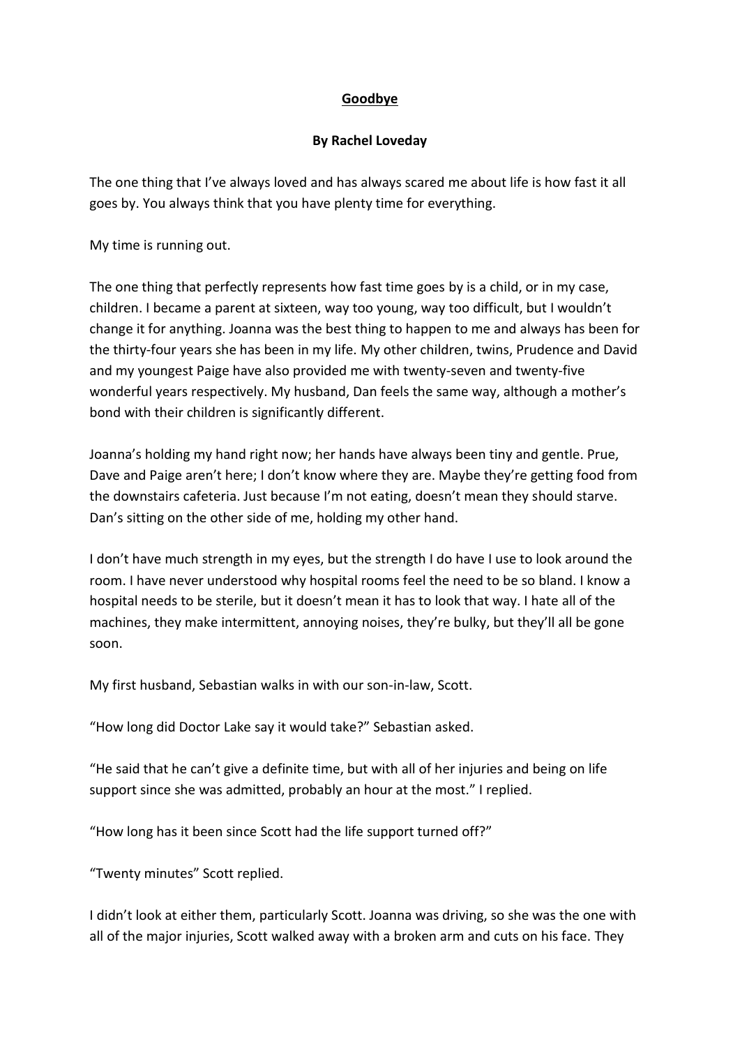**Goodbye**

**By Rachel Loveday**

The one thing that I've always loved and has always scared me about life is how fast it all goes by. You always think that you have plenty time for everything.

My time is running out.

The one thing that perfectly represents how fast time goes by is a child, or in my case, children. I became a parent at sixteen, way too young, way too difficult, but I wouldn't change it for anything. Joanna was the best thing to happen to me and always has been for the thirty-four years she has been in my life. My other children, twins, Prudence and David and my youngest Paige have also provided me with twenty-seven and twenty-five wonderful years respectively. My husband, Dan feels the same way, although a mother's bond with their children is significantly different.

Joanna's holding my hand right now; her hands have always been tiny and gentle. Prue, Dave and Paige aren't here; I don't know where they are. Maybe they're getting food from the downstairs cafeteria. Just because I'm not eating, doesn't mean they should starve. Dan's sitting on the other side of me, holding my other hand.

I don't have much strength in my eyes, but the strength I do have I use to look around the room. I have never understood why hospital rooms feel the need to be so bland. I know a hospital needs to be sterile, but it doesn't mean it has to look that way. I hate all of the machines, they make intermittent, annoying noises, they're bulky, but they'll all be gone soon.

My first husband, Sebastian walks in with our son-in-law, Scott.

"How long did Doctor Lake say it would take?" Sebastian asked.

"He said that he can't give a definite time, but with all of her injuries and being on life support since she was admitted, probably an hour at the most." I replied.

"How long has it been since Scott had the life support turned off?"

"Twenty minutes" Scott replied.

I didn't look at either them, particularly Scott. Joanna was driving, so she was the one with all of the major injuries, Scott walked away with a broken arm and cuts on his face. They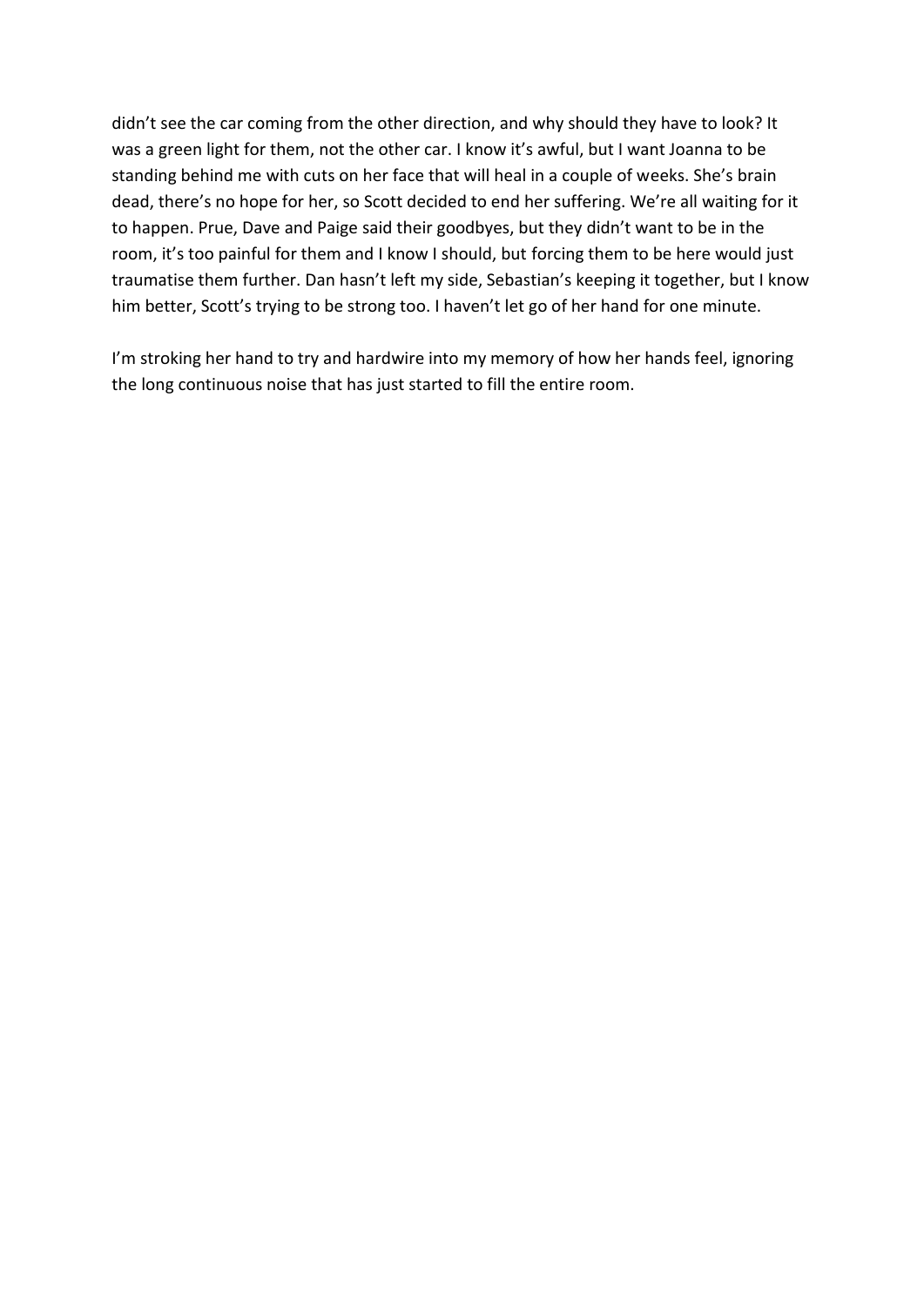didn't see the car coming from the other direction, and why should they have to look? It was a green light for them, not the other car. I know it's awful, but I want Joanna to be standing behind me with cuts on her face that will heal in a couple of weeks. She's brain dead, there's no hope for her, so Scott decided to end her suffering. We're all waiting for it to happen. Prue, Dave and Paige said their goodbyes, but they didn't want to be in the room, it's too painful for them and I know I should, but forcing them to be here would just traumatise them further. Dan hasn't left my side, Sebastian's keeping it together, but I know him better, Scott's trying to be strong too. I haven't let go of her hand for one minute.

I'm stroking her hand to try and hardwire into my memory of how her hands feel, ignoring the long continuous noise that has just started to fill the entire room.